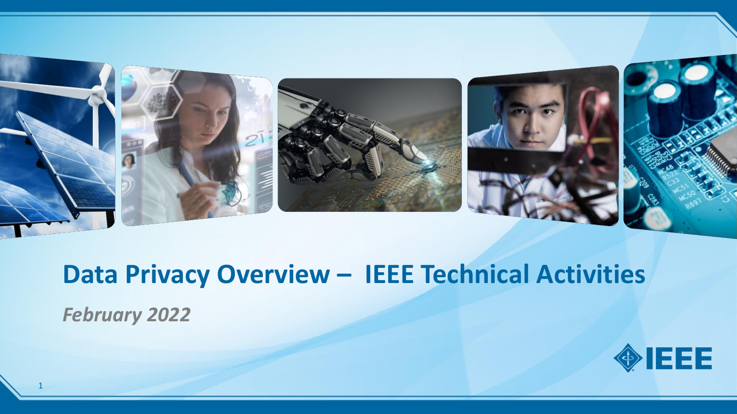# Data Privacy Overview – IEEE Technical Activities

*February 2022*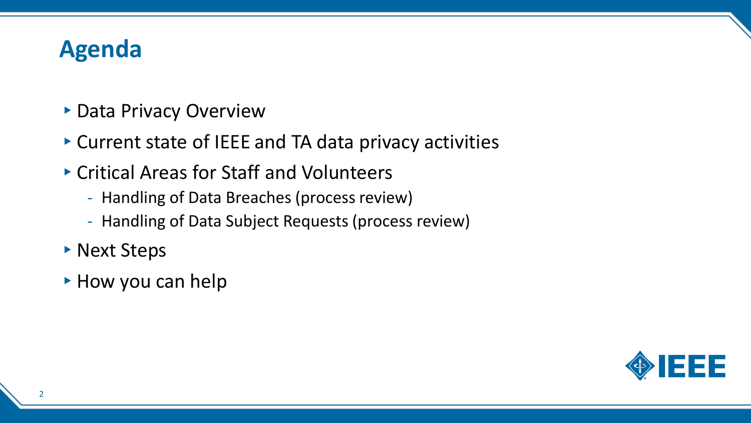# Agenda

- Data Privacy Overview
- Current state of IEEE and TA data privacy activities
- Critical Areas for Staff and Volunteers
  - Handling of Data Breaches (process review)
  - Handling of Data Subject Requests (process review)
- Next Steps
- How you can help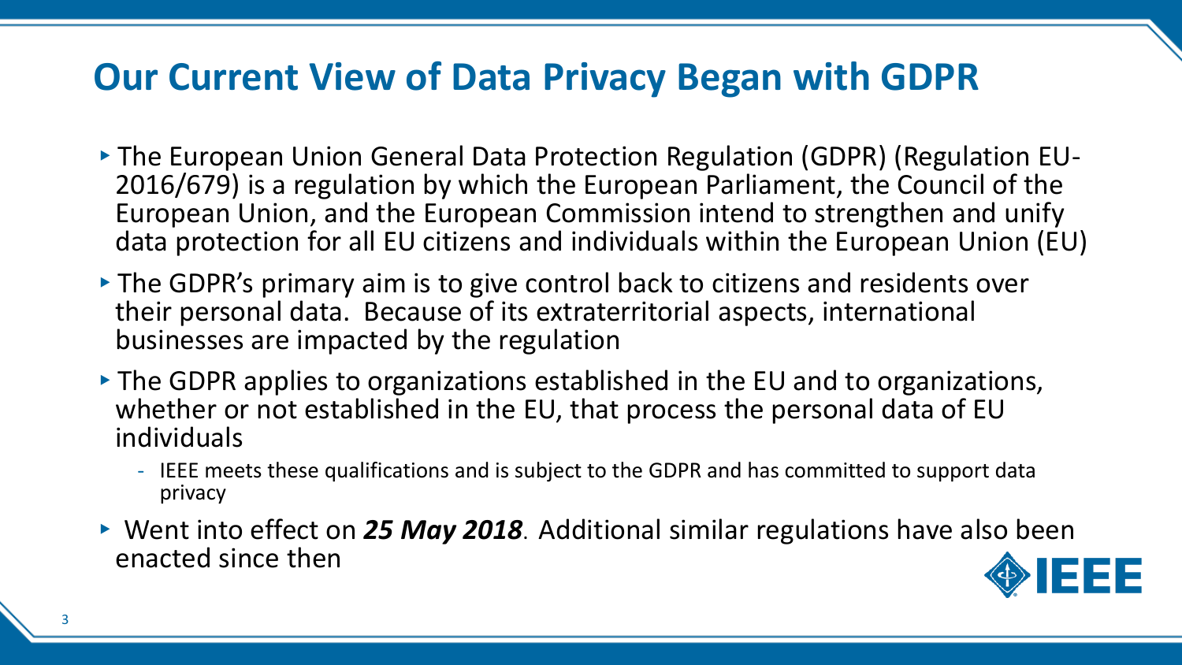# Our Current View of Data Privacy Began with GDPR

- The European Union General Data Protection Regulation (GDPR) (Regulation EU-2016/679) is a regulation by which the European Parliament, the Council of the European Union, and the European Commission intend to strengthen and unify data protection for all EU citizens and individuals within the European Union (EU)
- The GDPR's primary aim is to give control back to citizens and residents over their personal data. Because of its extraterritorial aspects, international businesses are impacted by the regulation
- The GDPR applies to organizations established in the EU and to organizations, whether or not established in the EU, that process the personal data of EU individuals
  - IEEE meets these qualifications and is subject to the GDPR and has committed to support data privacy
- Went into effect on ***25 May 2018***. Additional similar regulations have also been enacted since then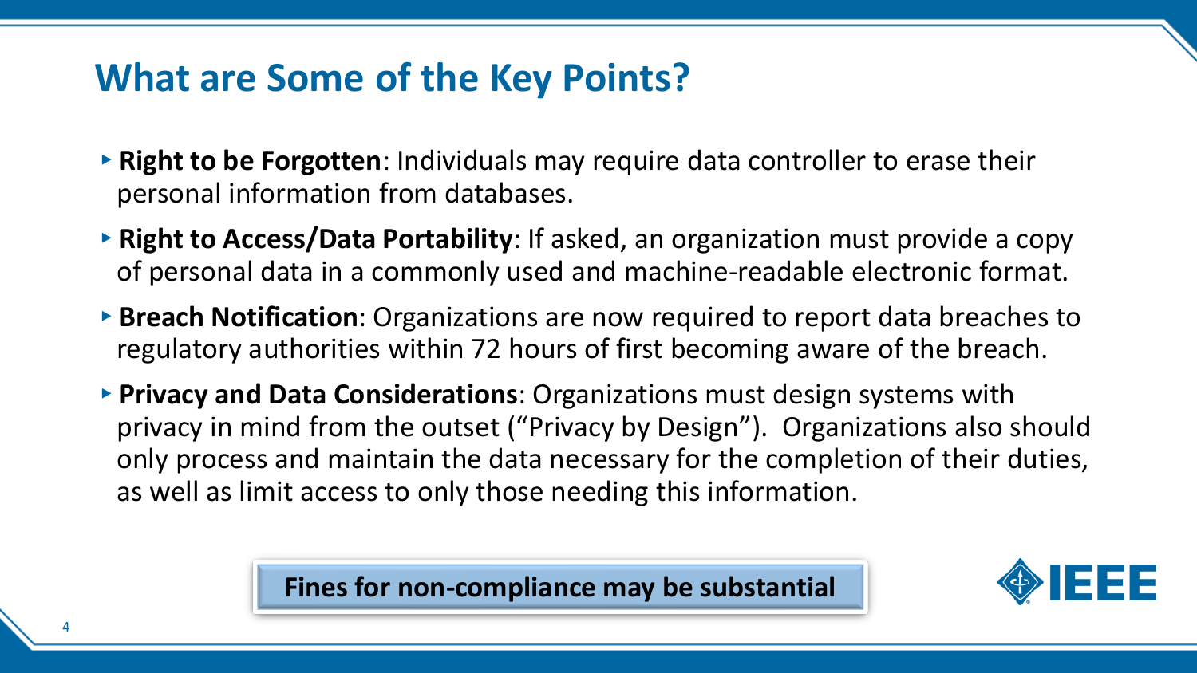# What are Some of the Key Points?

- **Right to be Forgotten**: Individuals may require data controller to erase their personal information from databases.
- **Right to Access/Data Portability**: If asked, an organization must provide a copy of personal data in a commonly used and machine-readable electronic format.
- **Breach Notification**: Organizations are now required to report data breaches to regulatory authorities within 72 hours of first becoming aware of the breach.
- **Privacy and Data Considerations**: Organizations must design systems with privacy in mind from the outset ("Privacy by Design"). Organizations also should only process and maintain the data necessary for the completion of their duties, as well as limit access to only those needing this information.

**Fines for non-compliance may be substantial**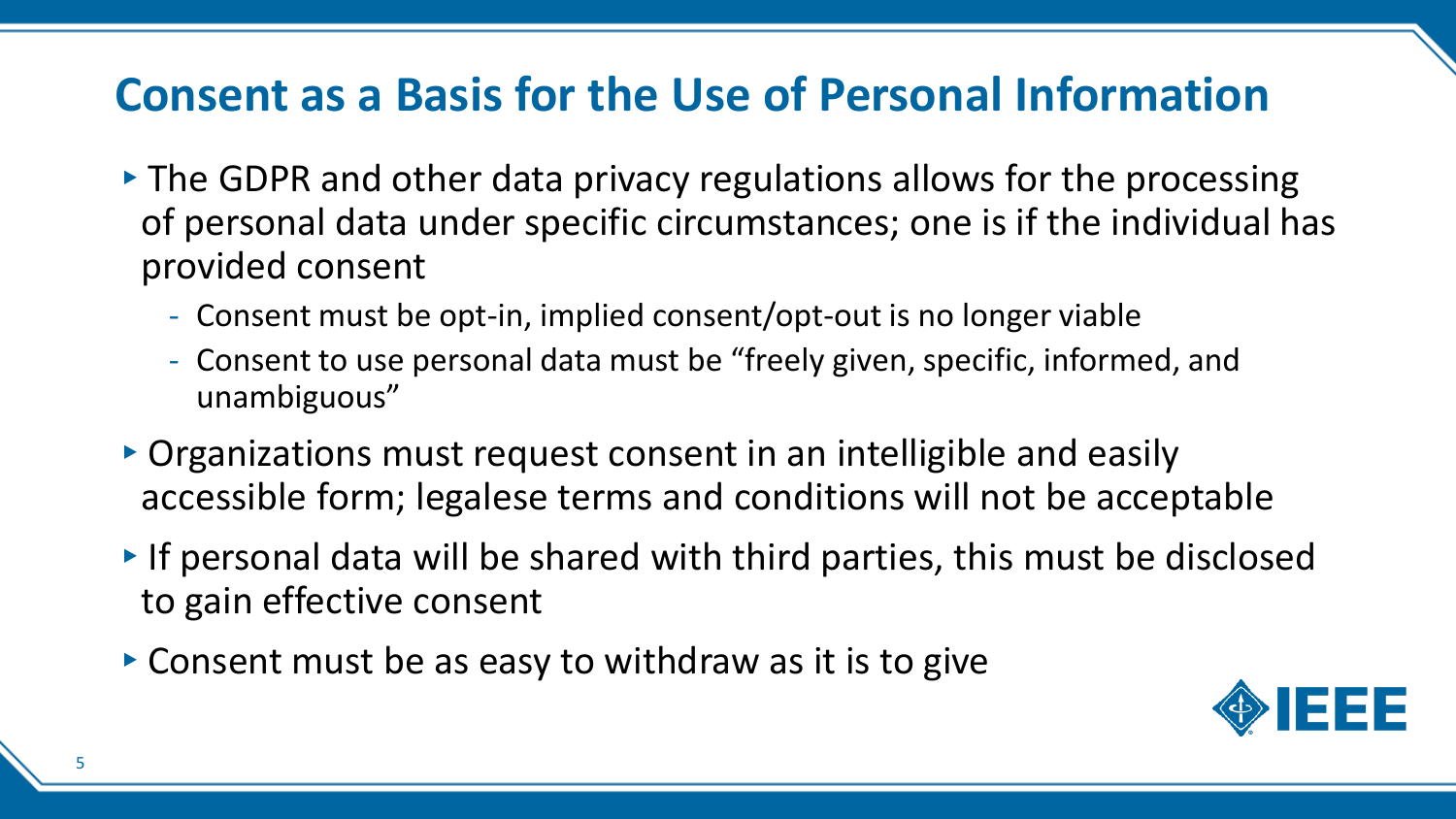## Consent as a Basis for the Use of Personal Information

- The GDPR and other data privacy regulations allows for the processing of personal data under specific circumstances; one is if the individual has provided consent
  - Consent must be opt-in, implied consent/opt-out is no longer viable
  - Consent to use personal data must be "freely given, specific, informed, and unambiguous"
- Organizations must request consent in an intelligible and easily accessible form; legalese terms and conditions will not be acceptable
- If personal data will be shared with third parties, this must be disclosed to gain effective consent
- Consent must be as easy to withdraw as it is to give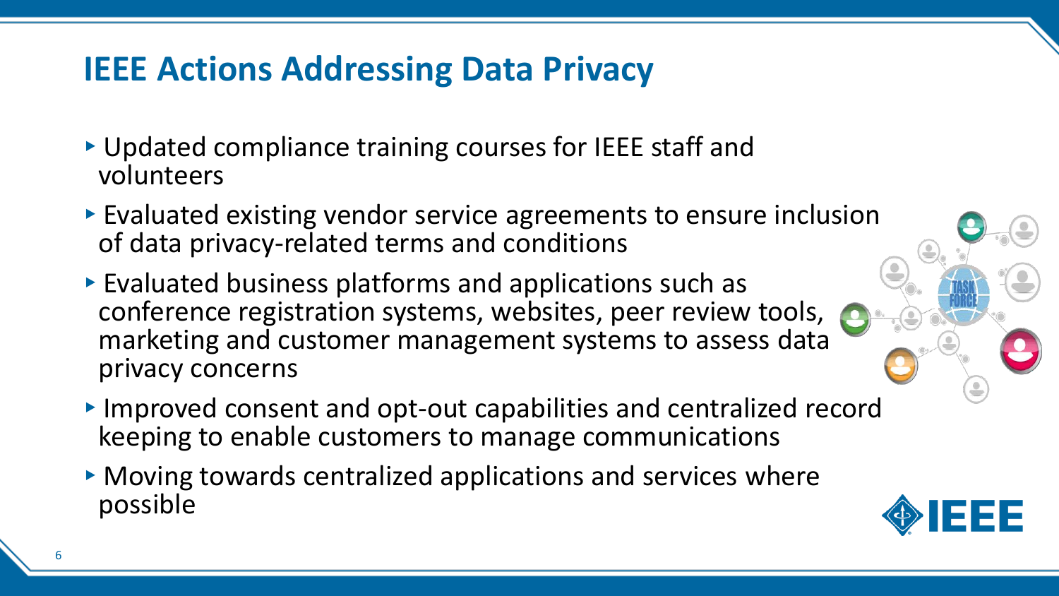# IEEE Actions Addressing Data Privacy

- Updated compliance training courses for IEEE staff and volunteers
- Evaluated existing vendor service agreements to ensure inclusion of data privacy-related terms and conditions
- Evaluated business platforms and applications such as conference registration systems, websites, peer review tools, marketing and customer management systems to assess data privacy concerns
- Improved consent and opt-out capabilities and centralized record keeping to enable customers to manage communications
- Moving towards centralized applications and services where possible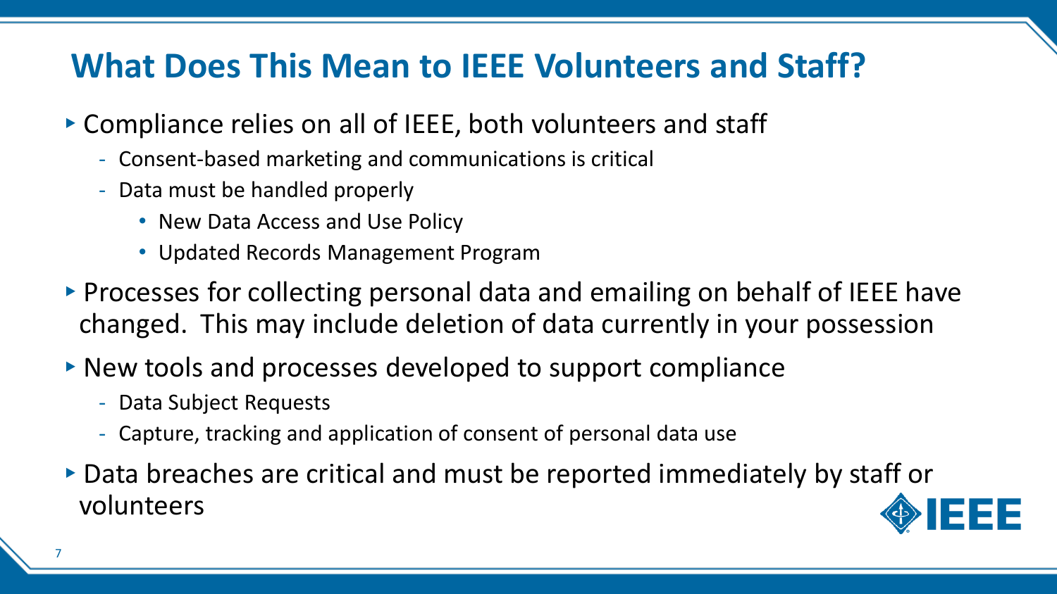# What Does This Mean to IEEE Volunteers and Staff?

- Compliance relies on all of IEEE, both volunteers and staff
  - Consent-based marketing and communications is critical
  - Data must be handled properly
    - New Data Access and Use Policy
    - Updated Records Management Program
- Processes for collecting personal data and emailing on behalf of IEEE have changed. This may include deletion of data currently in your possession
- New tools and processes developed to support compliance
  - Data Subject Requests
  - Capture, tracking and application of consent of personal data use
- Data breaches are critical and must be reported immediately by staff or volunteers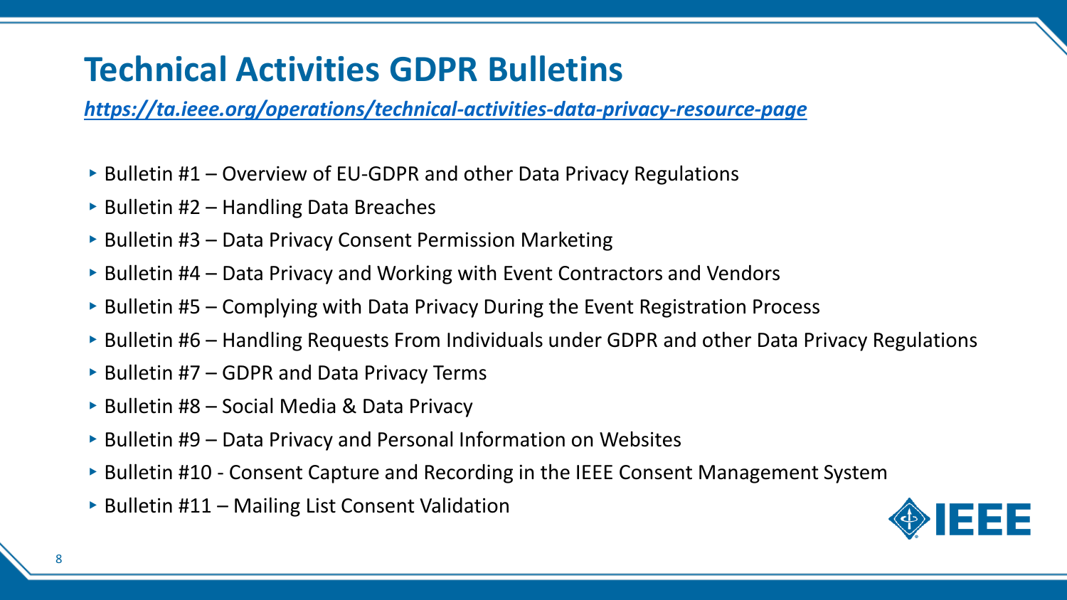# Technical Activities GDPR Bulletins

***https://ta.ieee.org/operations/technical-activities-data-privacy-resource-page***

- Bulletin #1 – Overview of EU-GDPR and other Data Privacy Regulations
- Bulletin #2 – Handling Data Breaches
- Bulletin #3 – Data Privacy Consent Permission Marketing
- Bulletin #4 – Data Privacy and Working with Event Contractors and Vendors
- Bulletin #5 – Complying with Data Privacy During the Event Registration Process
- Bulletin #6 – Handling Requests From Individuals under GDPR and other Data Privacy Regulations
- Bulletin #7 – GDPR and Data Privacy Terms
- Bulletin #8 – Social Media & Data Privacy
- Bulletin #9 – Data Privacy and Personal Information on Websites
- Bulletin #10 - Consent Capture and Recording in the IEEE Consent Management System
- Bulletin #11 – Mailing List Consent Validation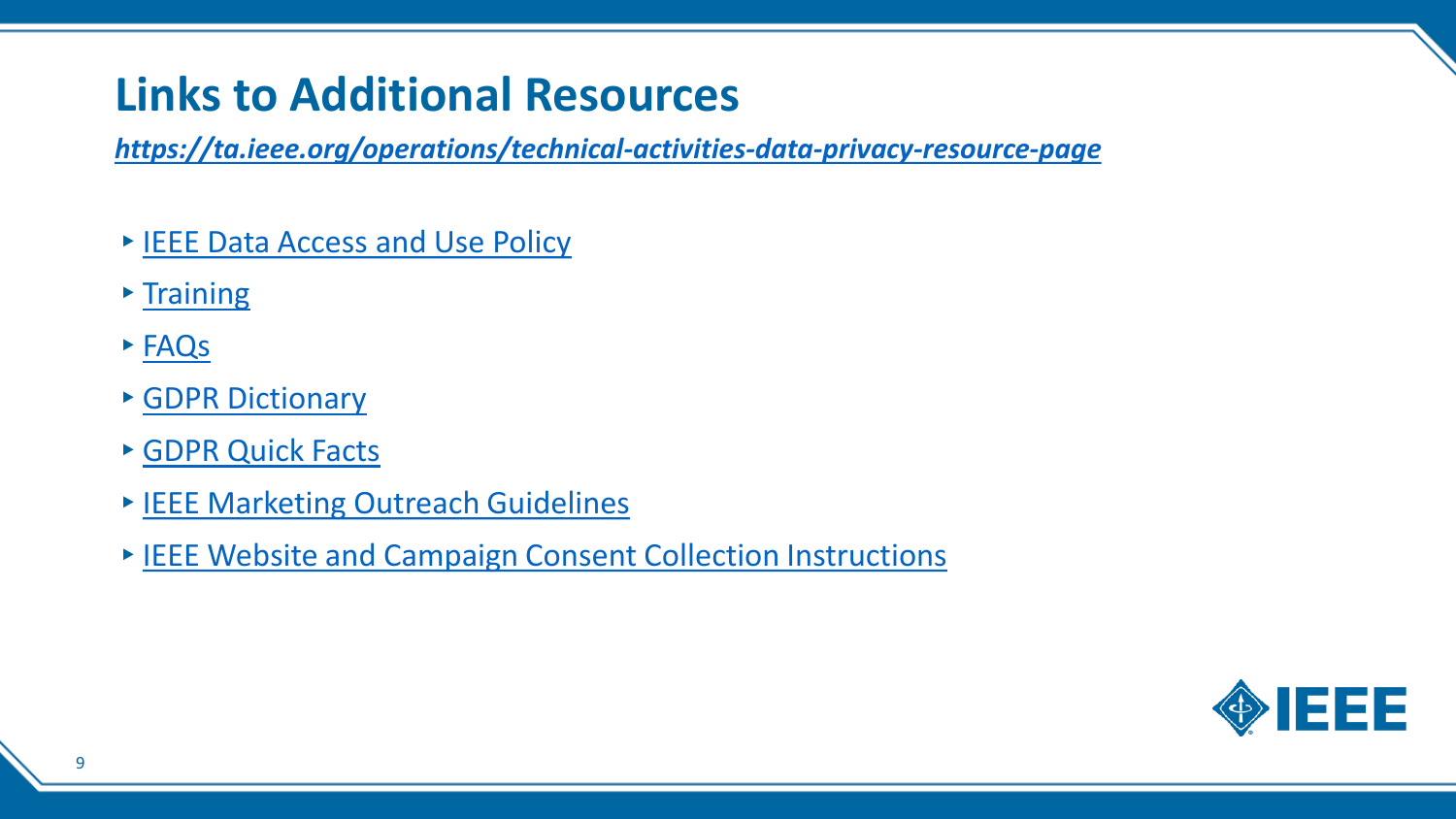# Links to Additional Resources

***https://ta.ieee.org/operations/technical-activities-data-privacy-resource-page***

- IEEE Data Access and Use Policy
- Training
- FAQs
- GDPR Dictionary
- GDPR Quick Facts
- IEEE Marketing Outreach Guidelines
- IEEE Website and Campaign Consent Collection Instructions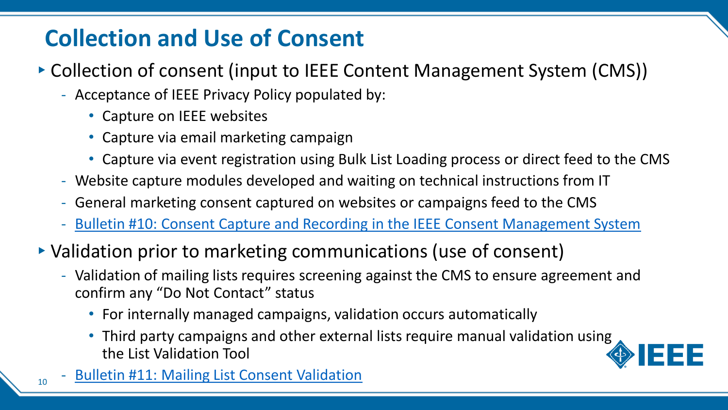# Collection and Use of Consent

- Collection of consent (input to IEEE Content Management System (CMS))
  - Acceptance of IEEE Privacy Policy populated by:
    - Capture on IEEE websites
    - Capture via email marketing campaign
    - Capture via event registration using Bulk List Loading process or direct feed to the CMS
  - Website capture modules developed and waiting on technical instructions from IT
  - General marketing consent captured on websites or campaigns feed to the CMS
  - Bulletin #10: Consent Capture and Recording in the IEEE Consent Management System
- Validation prior to marketing communications (use of consent)
  - Validation of mailing lists requires screening against the CMS to ensure agreement and confirm any “Do Not Contact” status
    - For internally managed campaigns, validation occurs automatically
    - Third party campaigns and other external lists require manual validation using the List Validation Tool
  - Bulletin #11: Mailing List Consent Validation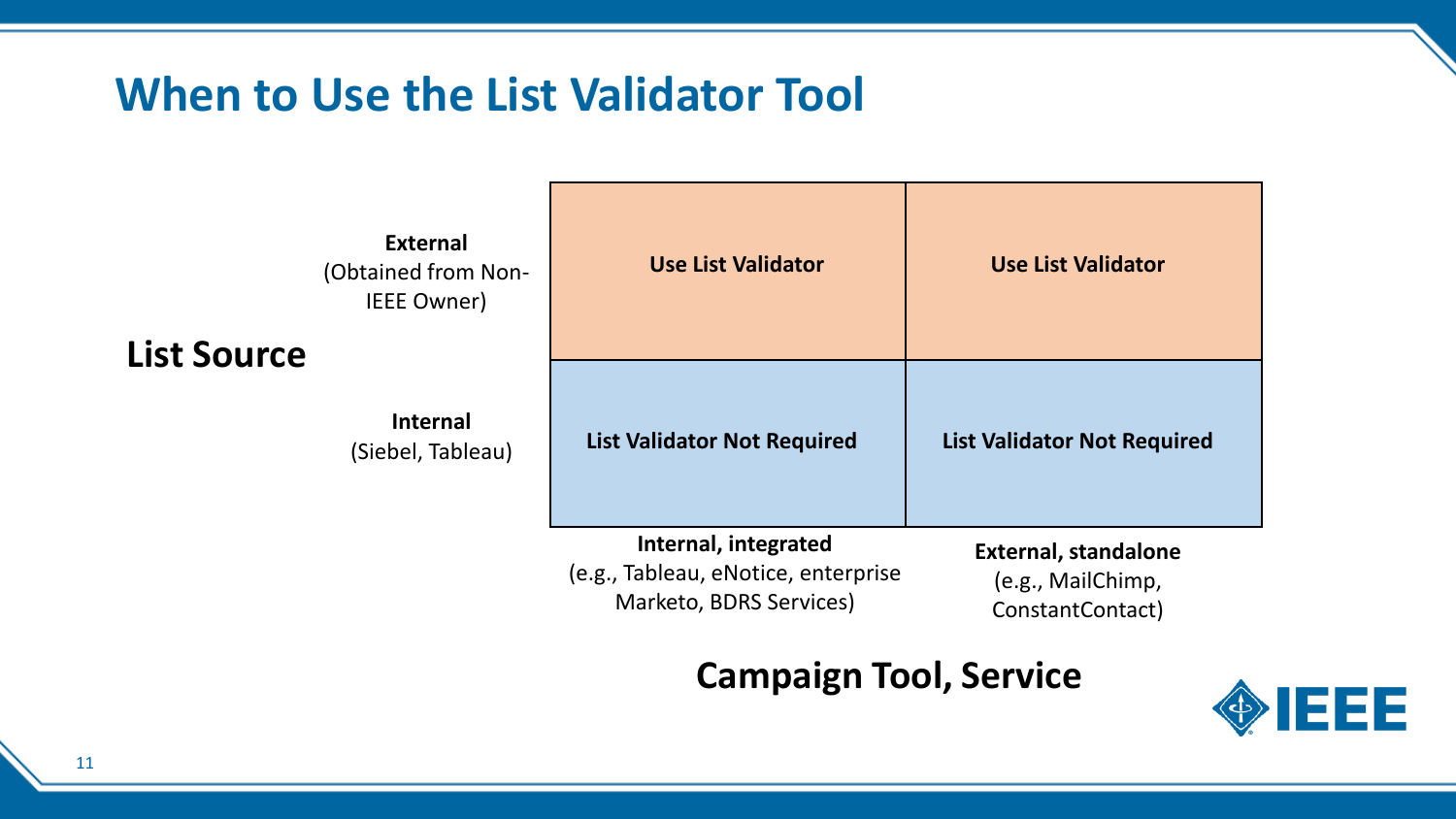# When to Use the List Validator Tool

| List Source | Campaign Tool, Service: **Internal, integrated** (e.g., Tableau, eNotice, enterprise Marketo, BDRS Services) | Campaign Tool, Service: **External, standalone** (e.g., MailChimp, ConstantContact) |
|---|---|---|
| **External** (Obtained from Non-IEEE Owner) | **Use List Validator** | **Use List Validator** |
| **Internal** (Siebel, Tableau) | **List Validator Not Required** | **List Validator Not Required** |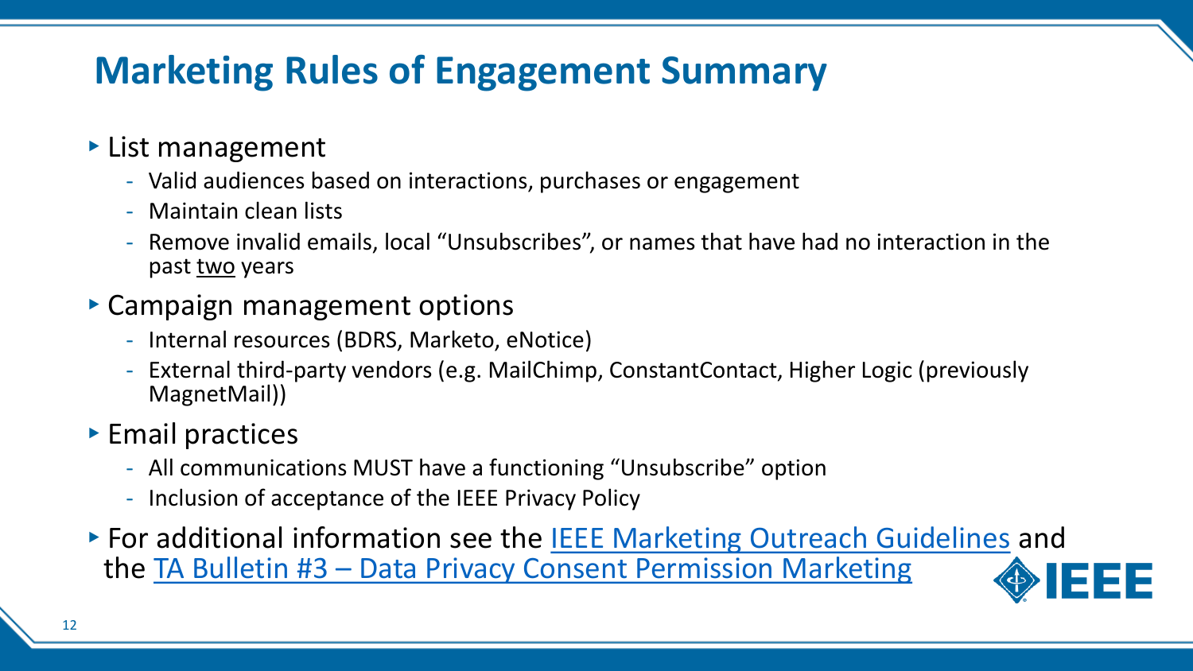# Marketing Rules of Engagement Summary

- List management
  - Valid audiences based on interactions, purchases or engagement
  - Maintain clean lists
  - Remove invalid emails, local “Unsubscribes”, or names that have had no interaction in the past <u>two</u> years
- Campaign management options
  - Internal resources (BDRS, Marketo, eNotice)
  - External third-party vendors (e.g. MailChimp, ConstantContact, Higher Logic (previously MagnetMail))
- Email practices
  - All communications MUST have a functioning “Unsubscribe” option
  - Inclusion of acceptance of the IEEE Privacy Policy
- For additional information see the IEEE Marketing Outreach Guidelines and the TA Bulletin #3 – Data Privacy Consent Permission Marketing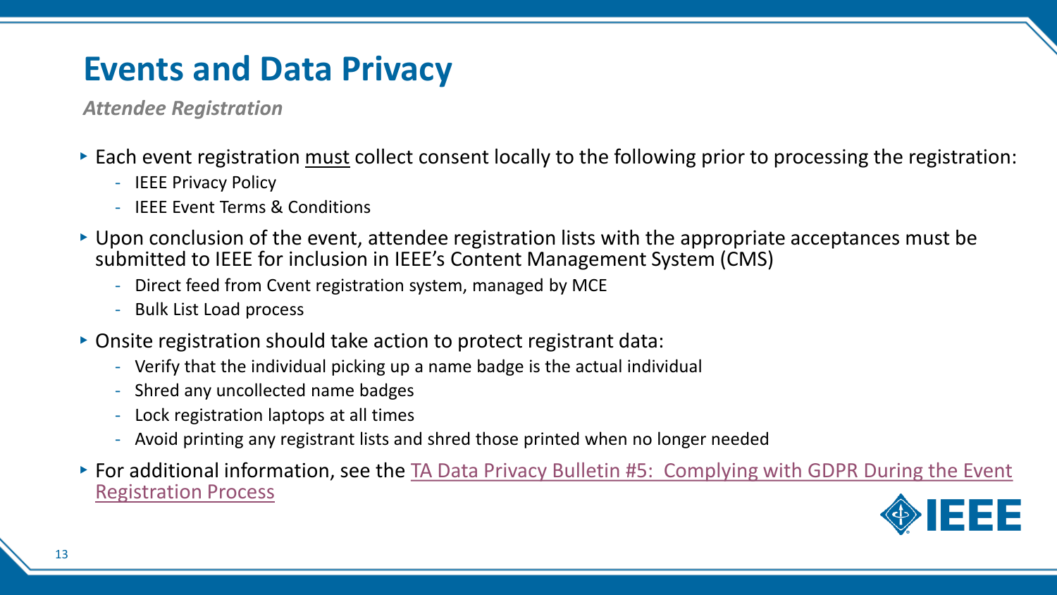# Events and Data Privacy

*Attendee Registration*

- Each event registration must collect consent locally to the following prior to processing the registration:
  - IEEE Privacy Policy
  - IEEE Event Terms & Conditions
- Upon conclusion of the event, attendee registration lists with the appropriate acceptances must be submitted to IEEE for inclusion in IEEE's Content Management System (CMS)
  - Direct feed from Cvent registration system, managed by MCE
  - Bulk List Load process
- Onsite registration should take action to protect registrant data:
  - Verify that the individual picking up a name badge is the actual individual
  - Shred any uncollected name badges
  - Lock registration laptops at all times
  - Avoid printing any registrant lists and shred those printed when no longer needed
- For additional information, see the TA Data Privacy Bulletin #5: Complying with GDPR During the Event Registration Process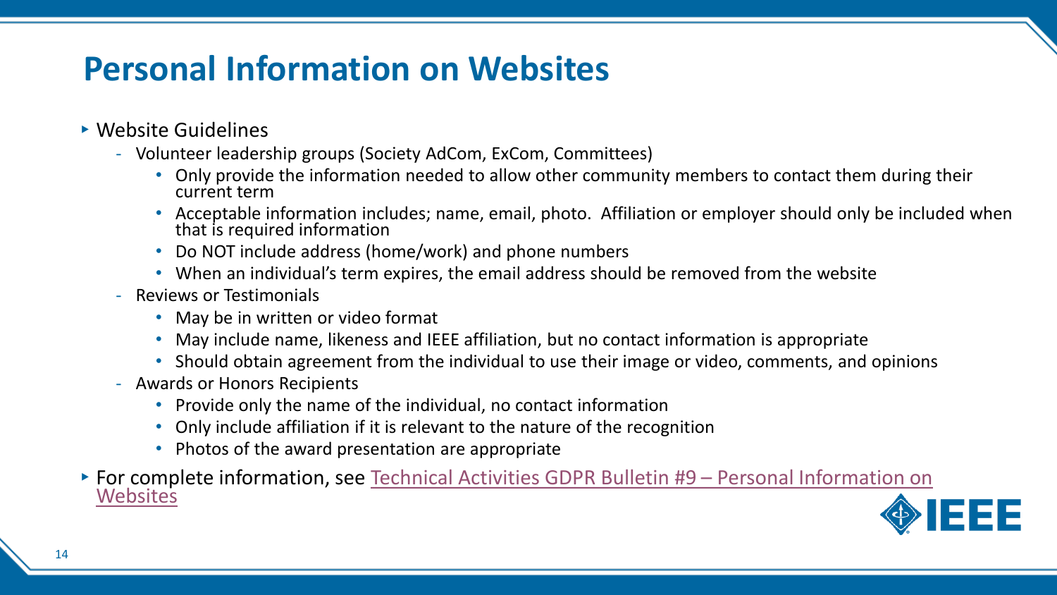# Personal Information on Websites

- Website Guidelines
  - Volunteer leadership groups (Society AdCom, ExCom, Committees)
    - Only provide the information needed to allow other community members to contact them during their current term
    - Acceptable information includes; name, email, photo.  Affiliation or employer should only be included when that is required information
    - Do NOT include address (home/work) and phone numbers
    - When an individual's term expires, the email address should be removed from the website
  - Reviews or Testimonials
    - May be in written or video format
    - May include name, likeness and IEEE affiliation, but no contact information is appropriate
    - Should obtain agreement from the individual to use their image or video, comments, and opinions
  - Awards or Honors Recipients
    - Provide only the name of the individual, no contact information
    - Only include affiliation if it is relevant to the nature of the recognition
    - Photos of the award presentation are appropriate
- For complete information, see Technical Activities GDPR Bulletin #9 – Personal Information on Websites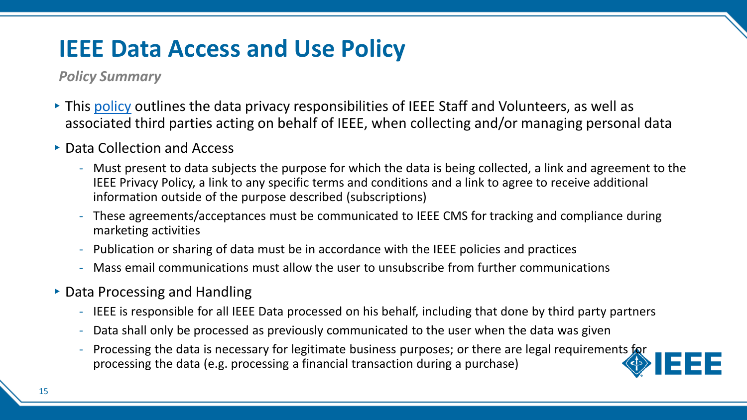# IEEE Data Access and Use Policy

*Policy Summary*

- This policy outlines the data privacy responsibilities of IEEE Staff and Volunteers, as well as associated third parties acting on behalf of IEEE, when collecting and/or managing personal data
- Data Collection and Access
  - Must present to data subjects the purpose for which the data is being collected, a link and agreement to the IEEE Privacy Policy, a link to any specific terms and conditions and a link to agree to receive additional information outside of the purpose described (subscriptions)
  - These agreements/acceptances must be communicated to IEEE CMS for tracking and compliance during marketing activities
  - Publication or sharing of data must be in accordance with the IEEE policies and practices
  - Mass email communications must allow the user to unsubscribe from further communications
- Data Processing and Handling
  - IEEE is responsible for all IEEE Data processed on his behalf, including that done by third party partners
  - Data shall only be processed as previously communicated to the user when the data was given
  - Processing the data is necessary for legitimate business purposes; or there are legal requirements for processing the data (e.g. processing a financial transaction during a purchase)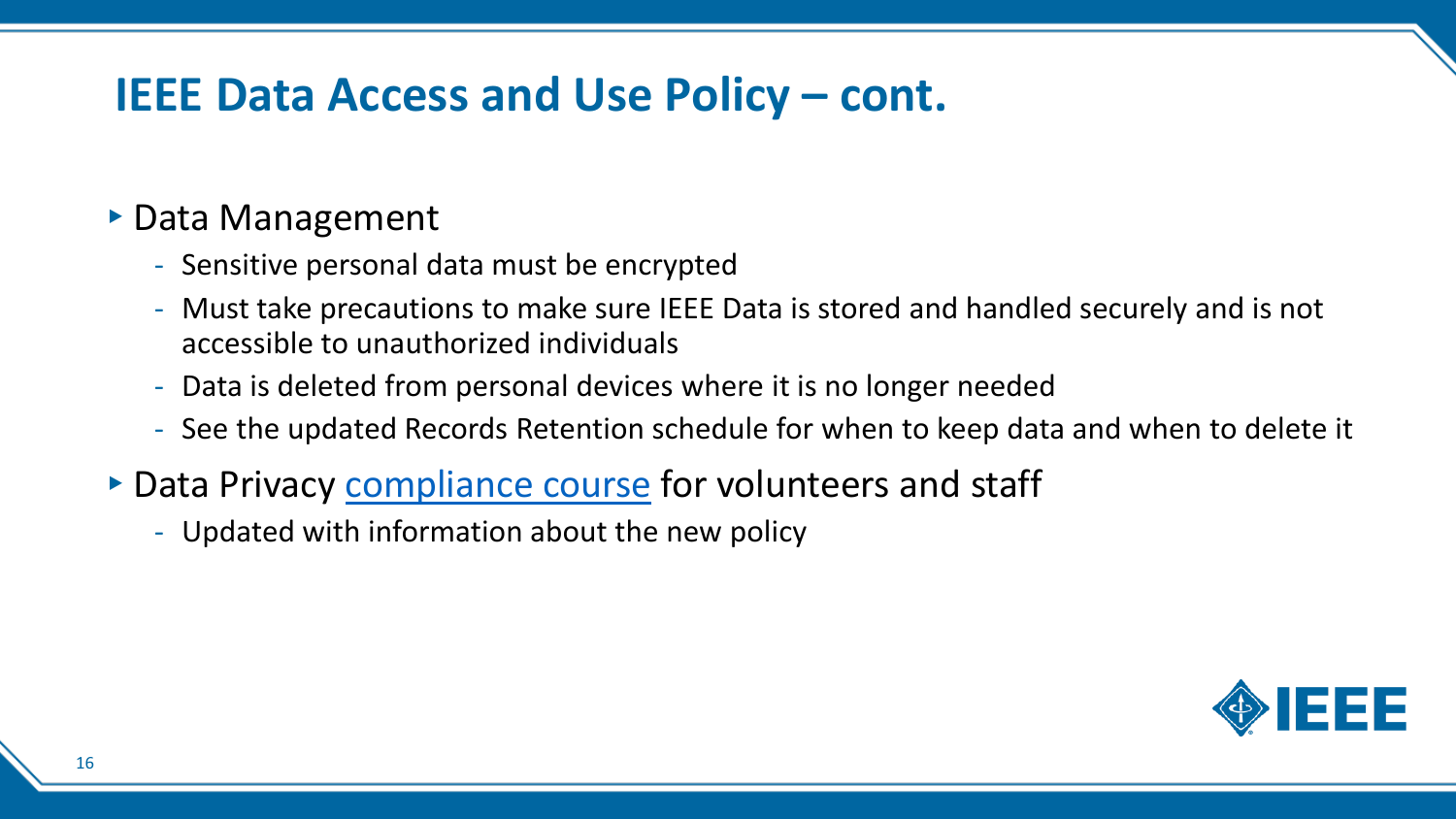# IEEE Data Access and Use Policy – cont.

- Data Management
  - Sensitive personal data must be encrypted
  - Must take precautions to make sure IEEE Data is stored and handled securely and is not accessible to unauthorized individuals
  - Data is deleted from personal devices where it is no longer needed
  - See the updated Records Retention schedule for when to keep data and when to delete it
- Data Privacy compliance course for volunteers and staff
  - Updated with information about the new policy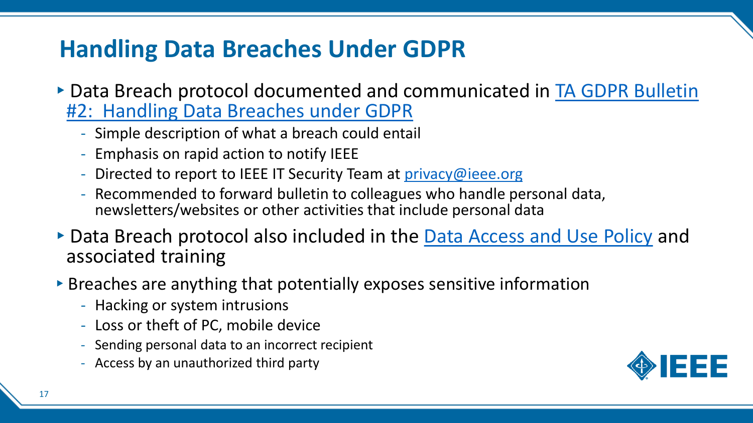# Handling Data Breaches Under GDPR

- Data Breach protocol documented and communicated in TA GDPR Bulletin #2: Handling Data Breaches under GDPR
  - Simple description of what a breach could entail
  - Emphasis on rapid action to notify IEEE
  - Directed to report to IEEE IT Security Team at privacy@ieee.org
  - Recommended to forward bulletin to colleagues who handle personal data, newsletters/websites or other activities that include personal data
- Data Breach protocol also included in the Data Access and Use Policy and associated training
- Breaches are anything that potentially exposes sensitive information
  - Hacking or system intrusions
  - Loss or theft of PC, mobile device
  - Sending personal data to an incorrect recipient
  - Access by an unauthorized third party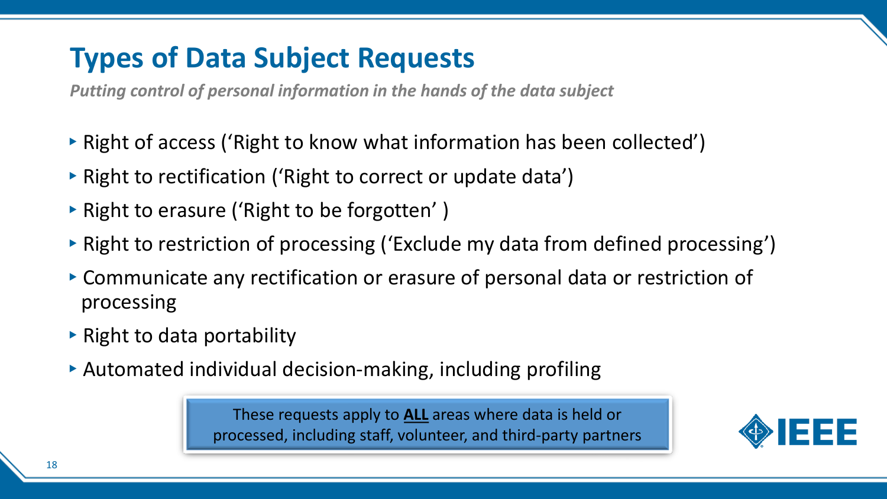# Types of Data Subject Requests

***Putting control of personal information in the hands of the data subject***

- Right of access ('Right to know what information has been collected')
- Right to rectification ('Right to correct or update data')
- Right to erasure ('Right to be forgotten' )
- Right to restriction of processing ('Exclude my data from defined processing')
- Communicate any rectification or erasure of personal data or restriction of processing
- Right to data portability
- Automated individual decision-making, including profiling

These requests apply to **ALL** areas where data is held or processed, including staff, volunteer, and third-party partners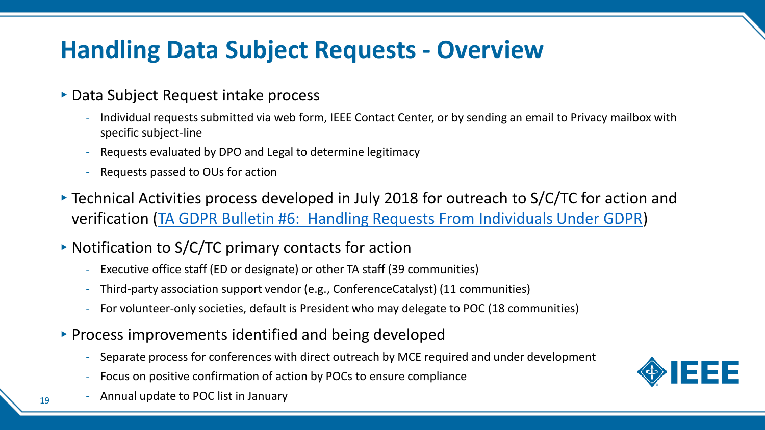# Handling Data Subject Requests - Overview

- Data Subject Request intake process
  - Individual requests submitted via web form, IEEE Contact Center, or by sending an email to Privacy mailbox with specific subject-line
  - Requests evaluated by DPO and Legal to determine legitimacy
  - Requests passed to OUs for action
- Technical Activities process developed in July 2018 for outreach to S/C/TC for action and verification (TA GDPR Bulletin #6: Handling Requests From Individuals Under GDPR)
- Notification to S/C/TC primary contacts for action
  - Executive office staff (ED or designate) or other TA staff (39 communities)
  - Third-party association support vendor (e.g., ConferenceCatalyst) (11 communities)
  - For volunteer-only societies, default is President who may delegate to POC (18 communities)
- Process improvements identified and being developed
  - Separate process for conferences with direct outreach by MCE required and under development
  - Focus on positive confirmation of action by POCs to ensure compliance
  - Annual update to POC list in January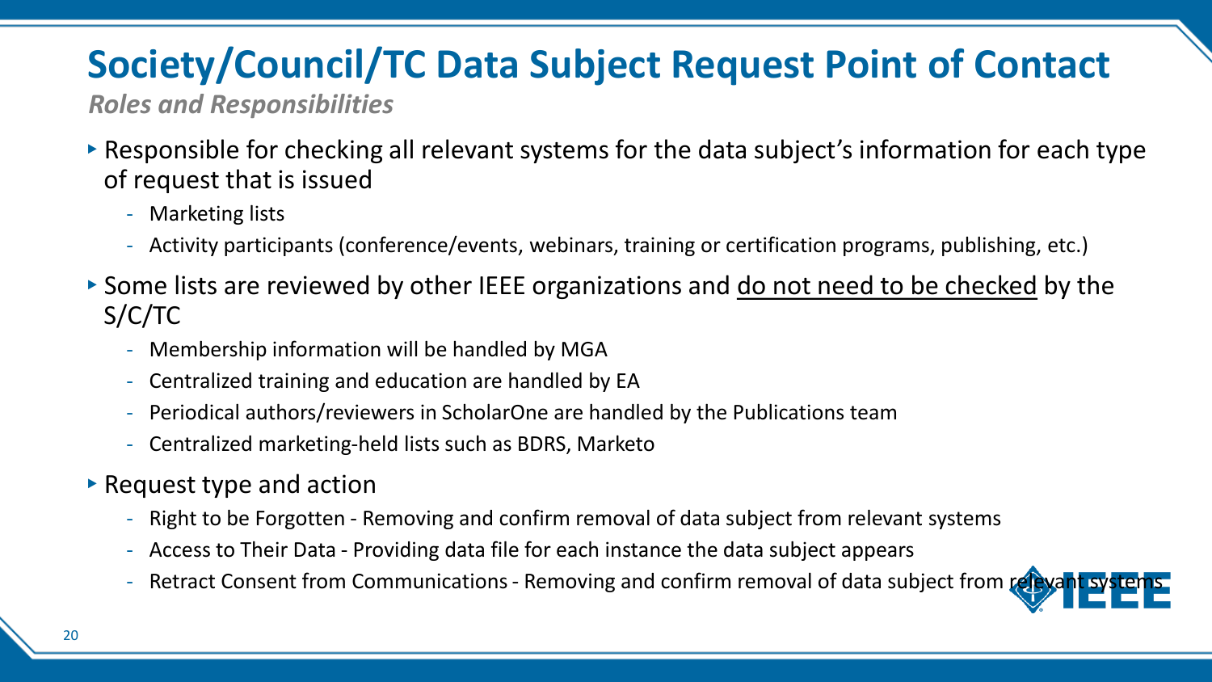# Society/Council/TC Data Subject Request Point of Contact

*Roles and Responsibilities*

- Responsible for checking all relevant systems for the data subject's information for each type of request that is issued
  - Marketing lists
  - Activity participants (conference/events, webinars, training or certification programs, publishing, etc.)
- Some lists are reviewed by other IEEE organizations and do not need to be checked by the S/C/TC
  - Membership information will be handled by MGA
  - Centralized training and education are handled by EA
  - Periodical authors/reviewers in ScholarOne are handled by the Publications team
  - Centralized marketing-held lists such as BDRS, Marketo
- Request type and action
  - Right to be Forgotten - Removing and confirm removal of data subject from relevant systems
  - Access to Their Data - Providing data file for each instance the data subject appears
  - Retract Consent from Communications - Removing and confirm removal of data subject from relevant systems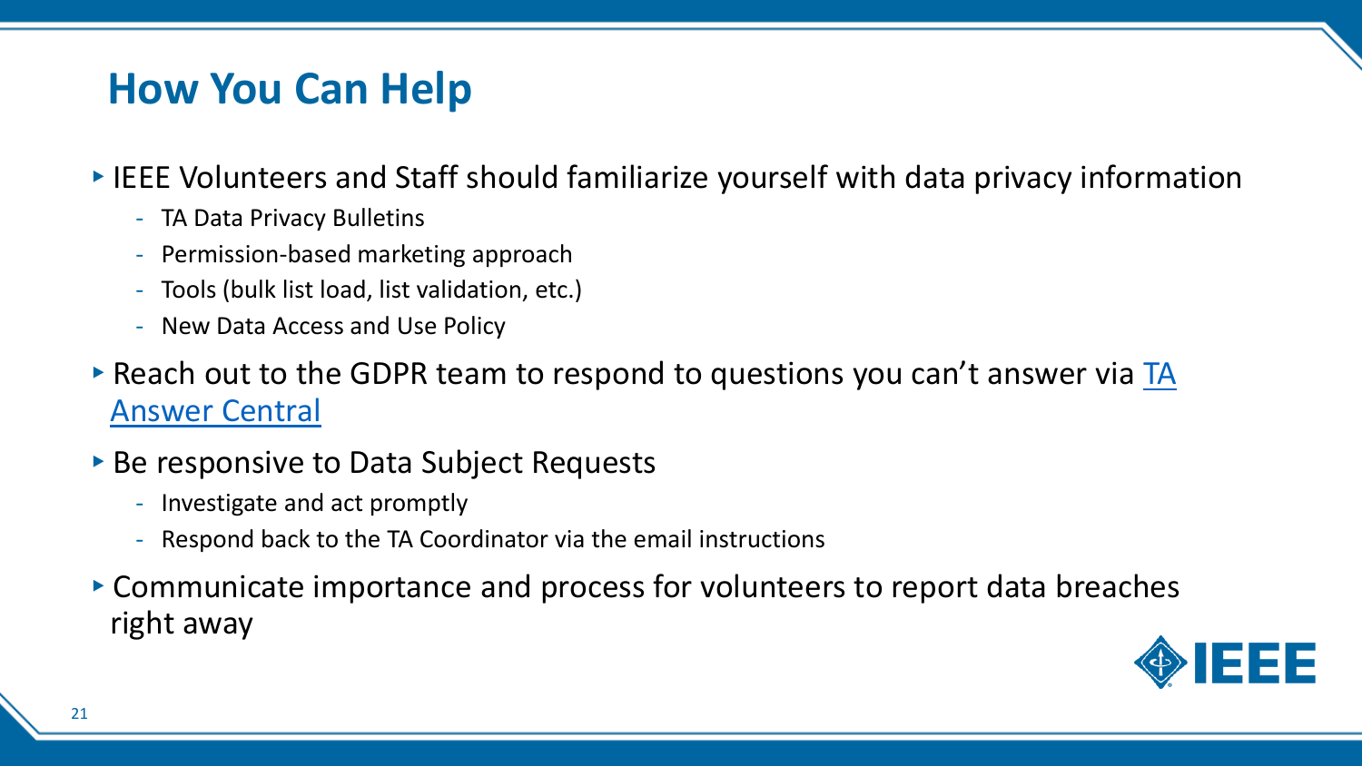# How You Can Help

- IEEE Volunteers and Staff should familiarize yourself with data privacy information
  - TA Data Privacy Bulletins
  - Permission-based marketing approach
  - Tools (bulk list load, list validation, etc.)
  - New Data Access and Use Policy
- Reach out to the GDPR team to respond to questions you can't answer via TA Answer Central
- Be responsive to Data Subject Requests
  - Investigate and act promptly
  - Respond back to the TA Coordinator via the email instructions
- Communicate importance and process for volunteers to report data breaches right away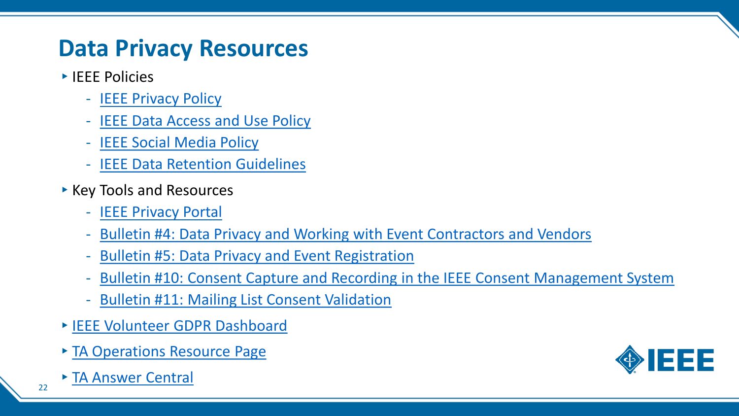# Data Privacy Resources

- IEEE Policies
  - IEEE Privacy Policy
  - IEEE Data Access and Use Policy
  - IEEE Social Media Policy
  - IEEE Data Retention Guidelines
- Key Tools and Resources
  - IEEE Privacy Portal
  - Bulletin #4: Data Privacy and Working with Event Contractors and Vendors
  - Bulletin #5: Data Privacy and Event Registration
  - Bulletin #10: Consent Capture and Recording in the IEEE Consent Management System
  - Bulletin #11: Mailing List Consent Validation
- IEEE Volunteer GDPR Dashboard
- TA Operations Resource Page
- TA Answer Central